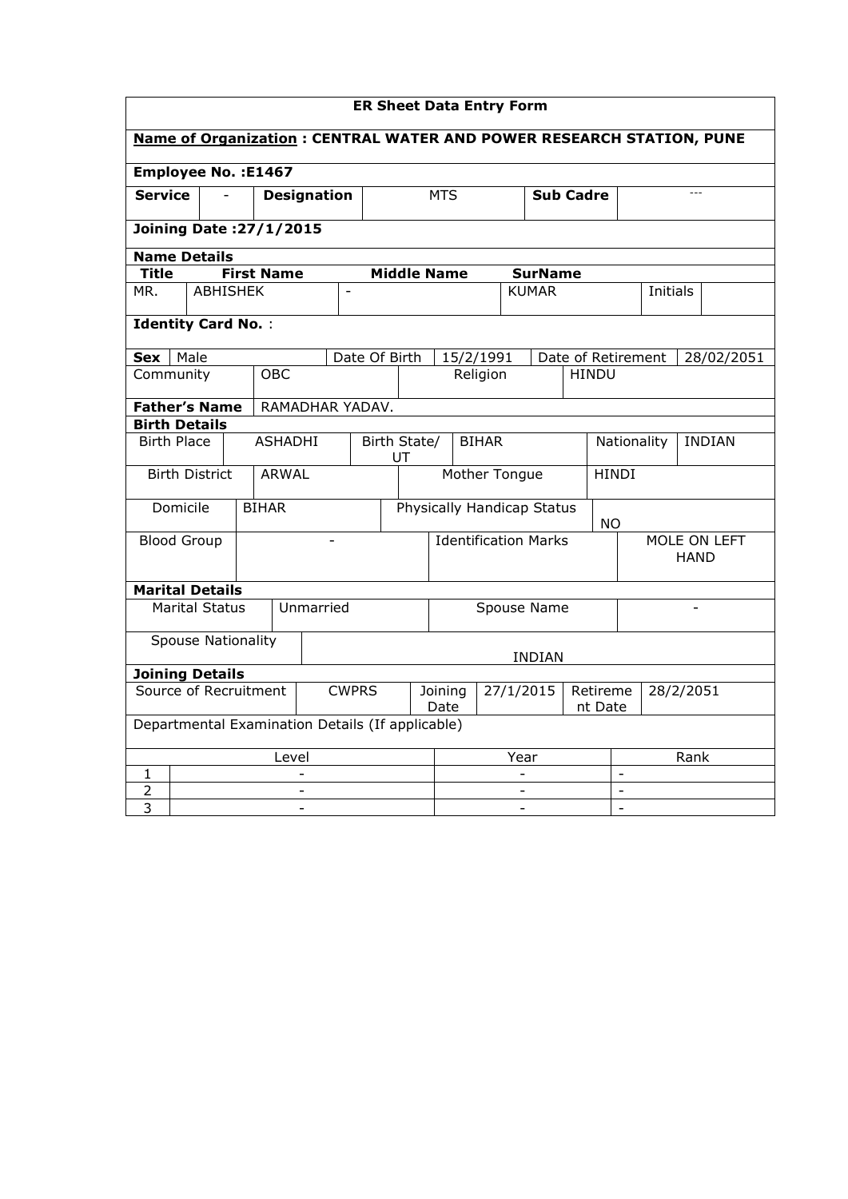## ER Sheet Data Entry Form

**Name of Organization : CENTRAL WATER AND POWER RESEARCH STATION, PUNE**

**Employee No. :E1467**

| **Service** | - | **Designation** | MTS | **Sub Cadre** | --- |
|---|---|---|---|---|---|

**Joining Date :27/1/2015**

**Name Details**

| **Title** | **First Name** | **Middle Name** | **SurName** | | |
|---|---|---|---|---|---|
| MR. | ABHISHEK | - | KUMAR | Initials | |

**Identity Card No.** :

| **Sex** | Male | Date Of Birth | 15/2/1991 | Date of Retirement | 28/02/2051 |
|---|---|---|---|---|---|
| Community | OBC | Religion | HINDU | | |

| **Father's Name** | RAMADHAR YADAV. |
|---|---|

**Birth Details**

| Birth Place | ASHADHI | Birth State/ UT | BIHAR | Nationality | INDIAN |
|---|---|---|---|---|---|
| Birth District | ARWAL | Mother Tongue | HINDI | | |
| Domicile | BIHAR | Physically Handicap Status | NO | | |
| Blood Group | - | Identification Marks | MOLE ON LEFT HAND | | |

**Marital Details**

| Marital Status | Unmarried | Spouse Name | - |
|---|---|---|---|
| Spouse Nationality | INDIAN | | |

**Joining Details**

| Source of Recruitment | CWPRS | Joining Date | 27/1/2015 | Retirement Date | 28/2/2051 |
|---|---|---|---|---|---|

Departmental Examination Details (If applicable)

| | Level | Year | Rank |
|---|---|---|---|
| 1 | - | - | - |
| 2 | - | - | - |
| 3 | - | - | - |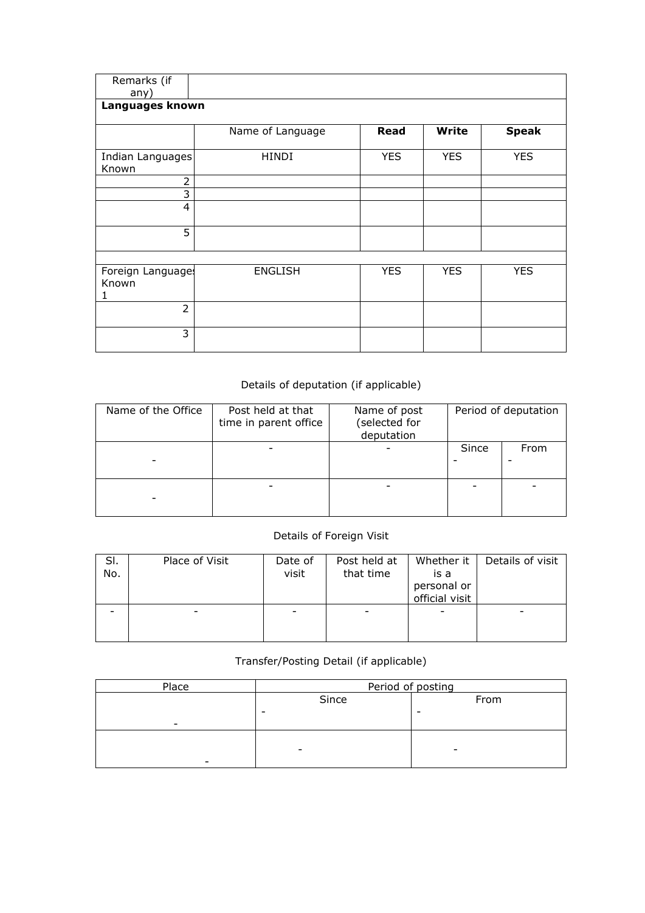| Remarks (if any) | | | | |
|---|---|---|---|---|
| **Languages known** | | | | |
| | Name of Language | **Read** | **Write** | **Speak** |
| Indian Languages Known | HINDI | YES | YES | YES |
| 2 | | | | |
| 3 | | | | |
| 4 | | | | |
| 5 | | | | |
| | | | | |
| Foreign Languages Known 1 | ENGLISH | YES | YES | YES |
| 2 | | | | |
| 3 | | | | |

Details of deputation (if applicable)

| Name of the Office | Post held at that time in parent office | Name of post (selected for deputation | Period of deputation | |
|---|---|---|---|---|
| - | - | - | Since - | From - |
| - | - | - | - | - |

Details of Foreign Visit

| Sl. No. | Place of Visit | Date of visit | Post held at that time | Whether it is a personal or official visit | Details of visit |
|---|---|---|---|---|---|
| - | - | - | - | - | - |

Transfer/Posting Detail (if applicable)

| Place | Period of posting | |
|---|---|---|
| | Since | From |
| - | - | - |
| - | - | - |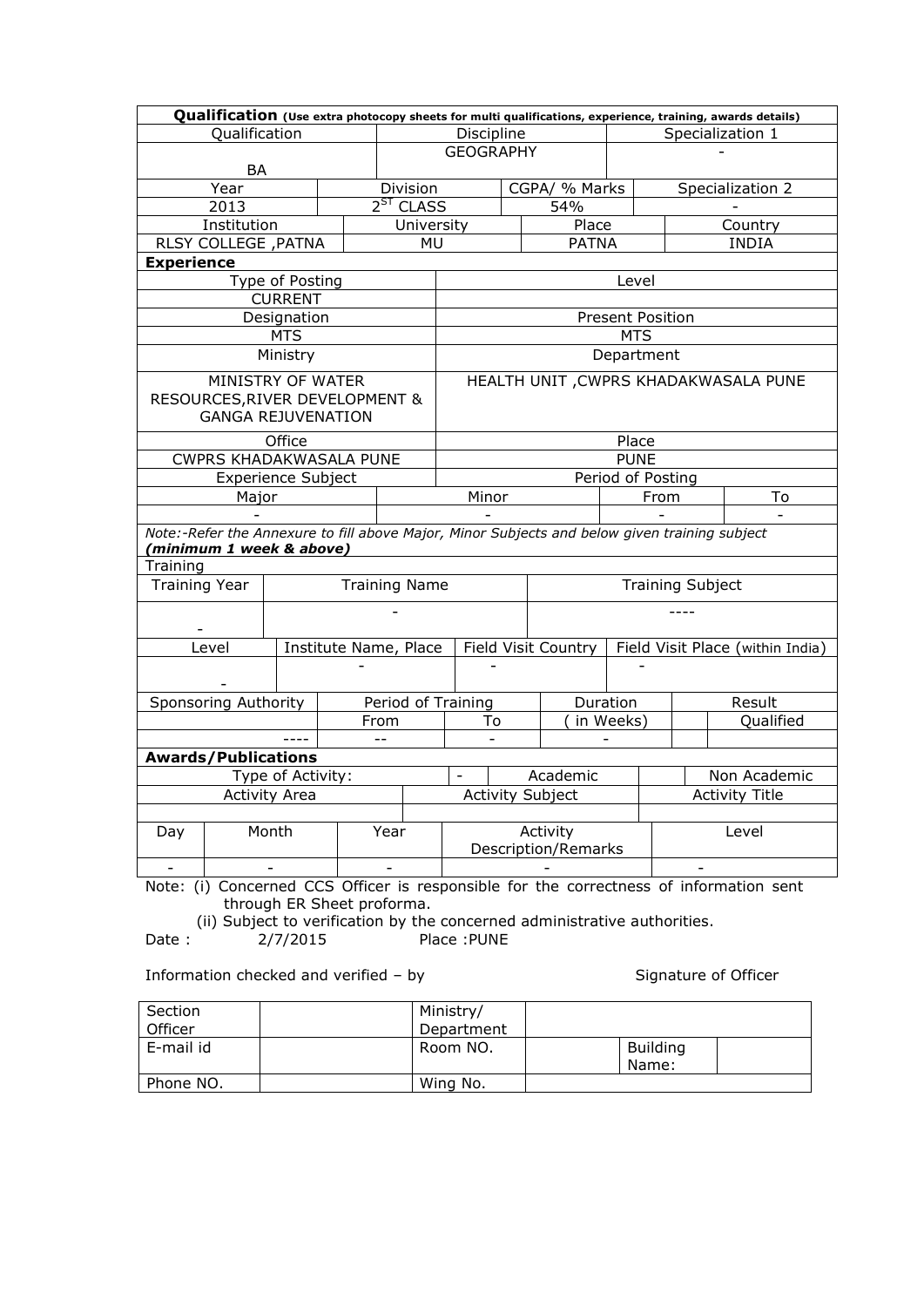**Qualification** (Use extra photocopy sheets for multi qualifications, experience, training, awards details)

| Qualification | Discipline | Specialization 1 |
|---|---|---|
| BA | GEOGRAPHY | - |

| Year | Division | CGPA/ % Marks | Specialization 2 |
|---|---|---|---|
| 2013 | $2^{ST}$ CLASS | 54% | - |

| Institution | University | Place | Country |
|---|---|---|---|
| RLSY COLLEGE ,PATNA | MU | PATNA | INDIA |

**Experience**

| Type of Posting | Level |
|---|---|
| CURRENT | |
| Designation | Present Position |
| MTS | MTS |
| Ministry | Department |
| MINISTRY OF WATER RESOURCES,RIVER DEVELOPMENT & GANGA REJUVENATION | HEALTH UNIT ,CWPRS KHADAKWASALA PUNE |
| Office | Place |
| CWPRS KHADAKWASALA PUNE | PUNE |

| Experience Subject | | Period of Posting | |
|---|---|---|---|
| Major | Minor | From | To |
| - | - | - | - |

*Note:-Refer the Annexure to fill above Major, Minor Subjects and below given training subject **(minimum 1 week & above)***

Training

| Training Year | Training Name | Training Subject |
|---|---|---|
| - | - | ---- |

| Level | Institute Name, Place | Field Visit Country | Field Visit Place (within India) |
|---|---|---|---|
| - | - | - | - |

| Sponsoring Authority | Period of Training | | Duration | Result |
|---|---|---|---|---|
| | From | To | ( in Weeks) | Qualified |
| ---- | -- | - | - | |

**Awards/Publications**

| Type of Activity: | - | Academic | | Non Academic |
|---|---|---|---|---|

| Activity Area | Activity Subject | Activity Title |
|---|---|---|
| | | |

| Day | Month | Year | Activity Description/Remarks | Level |
|---|---|---|---|---|
| - | - | - | - | - |

Note: (i) Concerned CCS Officer is responsible for the correctness of information sent through ER Sheet proforma.

(ii) Subject to verification by the concerned administrative authorities.

Date : 2/7/2015 Place :PUNE

Information checked and verified – by Signature of Officer

| | | | | | |
|---|---|---|---|---|---|
| Section Officer | | Ministry/ Department | | | |
| E-mail id | | Room NO. | | Building Name: | |
| Phone NO. | | Wing No. | | | |